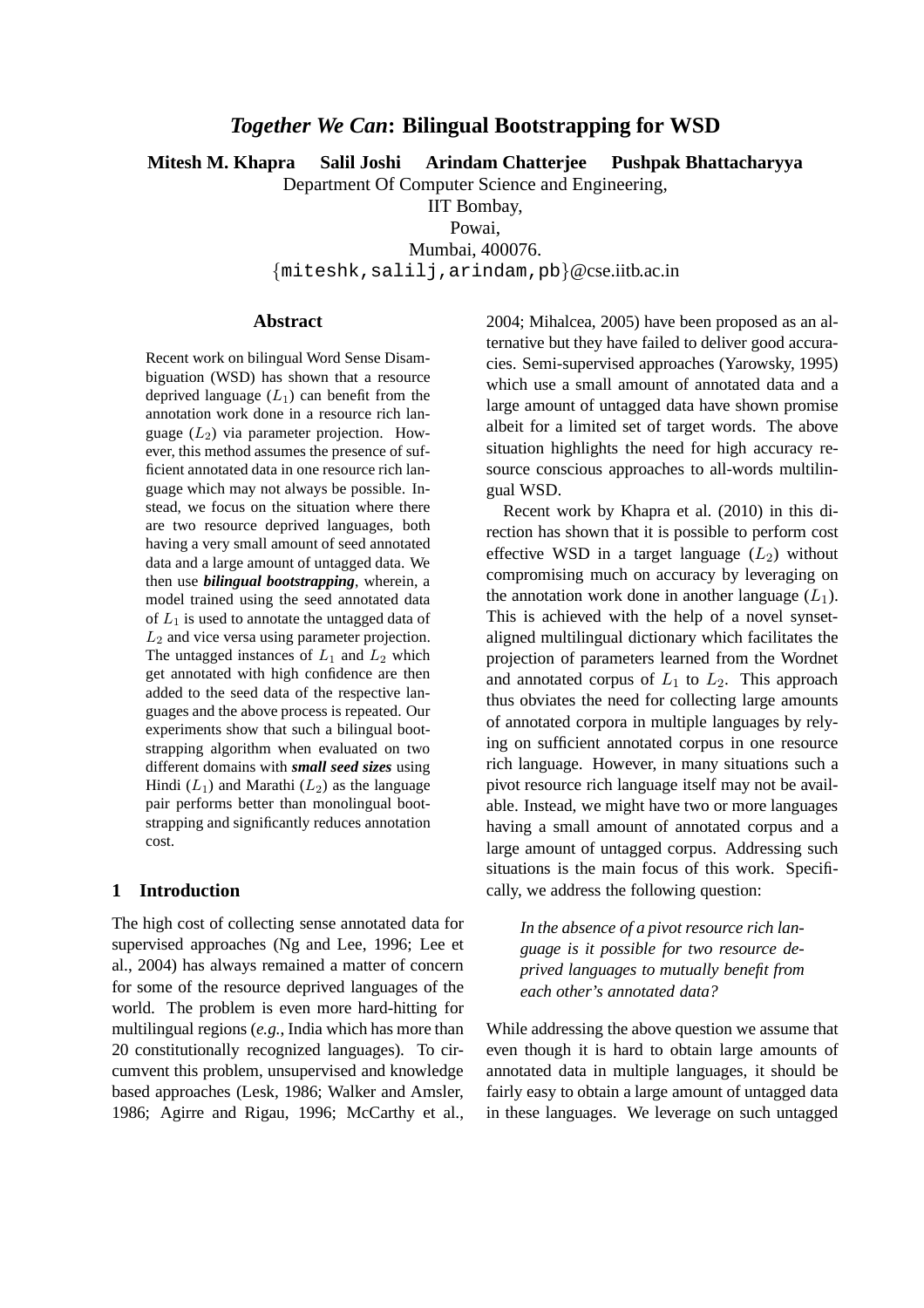# *Together We Can*: Bilingual Bootstrapping for WSD

**Mitesh M. Khapra  Salil Joshi  Arindam Chatterjee  Pushpak Bhattacharyya**

Department Of Computer Science and Engineering,
IIT Bombay,
Powai,
Mumbai, 400076.
{miteshk,salilj,arindam,pb}@cse.iitb.ac.in

## Abstract

Recent work on bilingual Word Sense Disambiguation (WSD) has shown that a resource deprived language ($L_1$) can benefit from the annotation work done in a resource rich language ($L_2$) via parameter projection. However, this method assumes the presence of sufficient annotated data in one resource rich language which may not always be possible. Instead, we focus on the situation where there are two resource deprived languages, both having a very small amount of seed annotated data and a large amount of untagged data. We then use ***bilingual bootstrapping***, wherein, a model trained using the seed annotated data of $L_1$ is used to annotate the untagged data of $L_2$ and vice versa using parameter projection. The untagged instances of $L_1$ and $L_2$ which get annotated with high confidence are then added to the seed data of the respective languages and the above process is repeated. Our experiments show that such a bilingual bootstrapping algorithm when evaluated on two different domains with ***small seed sizes*** using Hindi ($L_1$) and Marathi ($L_2$) as the language pair performs better than monolingual bootstrapping and significantly reduces annotation cost.

## 1 Introduction

The high cost of collecting sense annotated data for supervised approaches (Ng and Lee, 1996; Lee et al., 2004) has always remained a matter of concern for some of the resource deprived languages of the world. The problem is even more hard-hitting for multilingual regions (*e.g.*, India which has more than 20 constitutionally recognized languages). To circumvent this problem, unsupervised and knowledge based approaches (Lesk, 1986; Walker and Amsler, 1986; Agirre and Rigau, 1996; McCarthy et al., 2004; Mihalcea, 2005) have been proposed as an alternative but they have failed to deliver good accuracies. Semi-supervised approaches (Yarowsky, 1995) which use a small amount of annotated data and a large amount of untagged data have shown promise albeit for a limited set of target words. The above situation highlights the need for high accuracy resource conscious approaches to all-words multilingual WSD.

Recent work by Khapra et al. (2010) in this direction has shown that it is possible to perform cost effective WSD in a target language ($L_2$) without compromising much on accuracy by leveraging on the annotation work done in another language ($L_1$). This is achieved with the help of a novel synset-aligned multilingual dictionary which facilitates the projection of parameters learned from the Wordnet and annotated corpus of $L_1$ to $L_2$. This approach thus obviates the need for collecting large amounts of annotated corpora in multiple languages by relying on sufficient annotated corpus in one resource rich language. However, in many situations such a pivot resource rich language itself may not be available. Instead, we might have two or more languages having a small amount of annotated corpus and a large amount of untagged corpus. Addressing such situations is the main focus of this work. Specifically, we address the following question:

> *In the absence of a pivot resource rich language is it possible for two resource deprived languages to mutually benefit from each other's annotated data?*

While addressing the above question we assume that even though it is hard to obtain large amounts of annotated data in multiple languages, it should be fairly easy to obtain a large amount of untagged data in these languages. We leverage on such untagged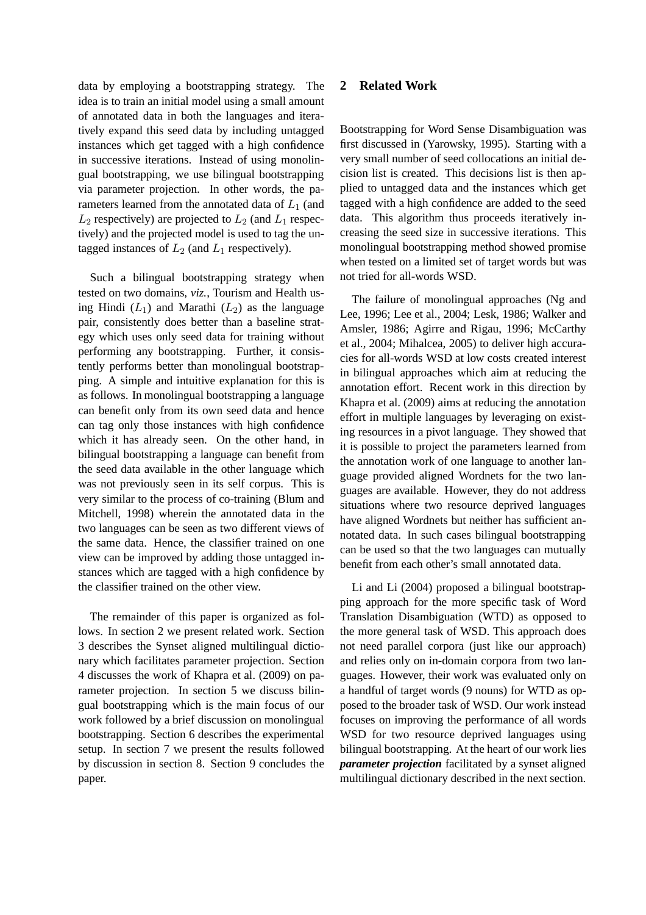data by employing a bootstrapping strategy. The idea is to train an initial model using a small amount of annotated data in both the languages and iteratively expand this seed data by including untagged instances which get tagged with a high confidence in successive iterations. Instead of using monolingual bootstrapping, we use bilingual bootstrapping via parameter projection. In other words, the parameters learned from the annotated data of $L_1$ (and $L_2$ respectively) are projected to $L_2$ (and $L_1$ respectively) and the projected model is used to tag the untagged instances of $L_2$ (and $L_1$ respectively).

Such a bilingual bootstrapping strategy when tested on two domains, *viz.*, Tourism and Health using Hindi ($L_1$) and Marathi ($L_2$) as the language pair, consistently does better than a baseline strategy which uses only seed data for training without performing any bootstrapping. Further, it consistently performs better than monolingual bootstrapping. A simple and intuitive explanation for this is as follows. In monolingual bootstrapping a language can benefit only from its own seed data and hence can tag only those instances with high confidence which it has already seen. On the other hand, in bilingual bootstrapping a language can benefit from the seed data available in the other language which was not previously seen in its self corpus. This is very similar to the process of co-training (Blum and Mitchell, 1998) wherein the annotated data in the two languages can be seen as two different views of the same data. Hence, the classifier trained on one view can be improved by adding those untagged instances which are tagged with a high confidence by the classifier trained on the other view.

The remainder of this paper is organized as follows. In section 2 we present related work. Section 3 describes the Synset aligned multilingual dictionary which facilitates parameter projection. Section 4 discusses the work of Khapra et al. (2009) on parameter projection. In section 5 we discuss bilingual bootstrapping which is the main focus of our work followed by a brief discussion on monolingual bootstrapping. Section 6 describes the experimental setup. In section 7 we present the results followed by discussion in section 8. Section 9 concludes the paper.

## 2 Related Work

Bootstrapping for Word Sense Disambiguation was first discussed in (Yarowsky, 1995). Starting with a very small number of seed collocations an initial decision list is created. This decisions list is then applied to untagged data and the instances which get tagged with a high confidence are added to the seed data. This algorithm thus proceeds iteratively increasing the seed size in successive iterations. This monolingual bootstrapping method showed promise when tested on a limited set of target words but was not tried for all-words WSD.

The failure of monolingual approaches (Ng and Lee, 1996; Lee et al., 2004; Lesk, 1986; Walker and Amsler, 1986; Agirre and Rigau, 1996; McCarthy et al., 2004; Mihalcea, 2005) to deliver high accuracies for all-words WSD at low costs created interest in bilingual approaches which aim at reducing the annotation effort. Recent work in this direction by Khapra et al. (2009) aims at reducing the annotation effort in multiple languages by leveraging on existing resources in a pivot language. They showed that it is possible to project the parameters learned from the annotation work of one language to another language provided aligned Wordnets for the two languages are available. However, they do not address situations where two resource deprived languages have aligned Wordnets but neither has sufficient annotated data. In such cases bilingual bootstrapping can be used so that the two languages can mutually benefit from each other's small annotated data.

Li and Li (2004) proposed a bilingual bootstrapping approach for the more specific task of Word Translation Disambiguation (WTD) as opposed to the more general task of WSD. This approach does not need parallel corpora (just like our approach) and relies only on in-domain corpora from two languages. However, their work was evaluated only on a handful of target words (9 nouns) for WTD as opposed to the broader task of WSD. Our work instead focuses on improving the performance of all words WSD for two resource deprived languages using bilingual bootstrapping. At the heart of our work lies ***parameter projection*** facilitated by a synset aligned multilingual dictionary described in the next section.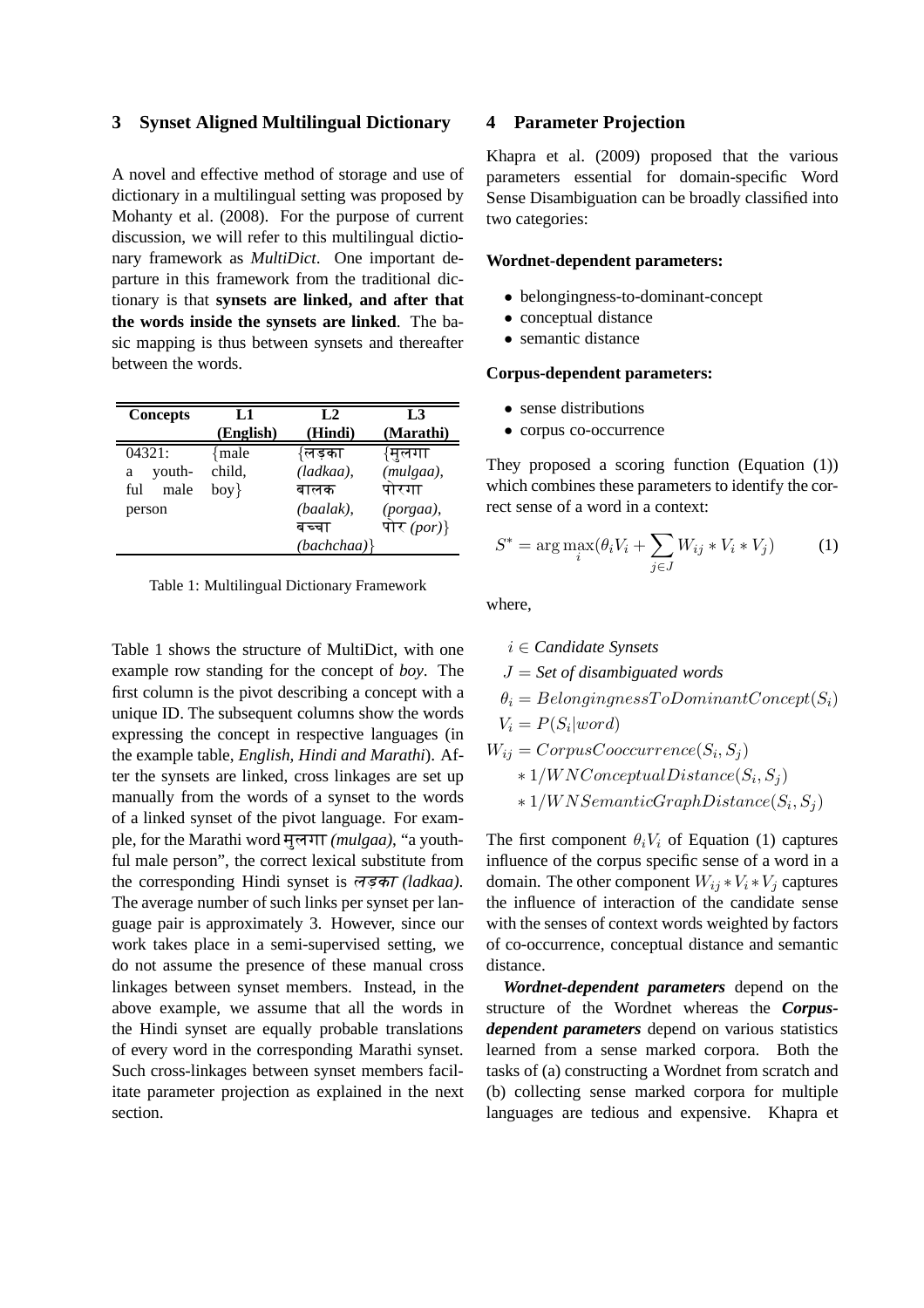## 3 Synset Aligned Multilingual Dictionary

A novel and effective method of storage and use of dictionary in a multilingual setting was proposed by Mohanty et al. (2008). For the purpose of current discussion, we will refer to this multilingual dictionary framework as *MultiDict*. One important departure in this framework from the traditional dictionary is that **synsets are linked, and after that the words inside the synsets are linked**. The basic mapping is thus between synsets and thereafter between the words.

| Concepts | L1 (English) | L2 (Hindi) | L3 (Marathi) |
|---|---|---|---|
| 04321: a youthful male person | {male child, boy} | {लड़का *(ladkaa)*, बालक *(baalak)*, बच्चा *(bachchaa)*} | {मुलगा *(mulgaa)*, पोरगा *(porgaa)*, पोर *(por)*} |

Table 1: Multilingual Dictionary Framework

Table 1 shows the structure of MultiDict, with one example row standing for the concept of *boy*. The first column is the pivot describing a concept with a unique ID. The subsequent columns show the words expressing the concept in respective languages (in the example table, *English, Hindi and Marathi*). After the synsets are linked, cross linkages are set up manually from the words of a synset to the words of a linked synset of the pivot language. For example, for the Marathi word मुलगा *(mulgaa)*, "a youthful male person", the correct lexical substitute from the corresponding Hindi synset is *लड़का (ladkaa)*. The average number of such links per synset per language pair is approximately 3. However, since our work takes place in a semi-supervised setting, we do not assume the presence of these manual cross linkages between synset members. Instead, in the above example, we assume that all the words in the Hindi synset are equally probable translations of every word in the corresponding Marathi synset. Such cross-linkages between synset members facilitate parameter projection as explained in the next section.

## 4 Parameter Projection

Khapra et al. (2009) proposed that the various parameters essential for domain-specific Word Sense Disambiguation can be broadly classified into two categories:

**Wordnet-dependent parameters:**

- belongingness-to-dominant-concept
- conceptual distance
- semantic distance

**Corpus-dependent parameters:**

- sense distributions
- corpus co-occurrence

They proposed a scoring function (Equation (1)) which combines these parameters to identify the correct sense of a word in a context:

$$S^* = \arg\max_i (\theta_i V_i + \sum_{j \in J} W_{ij} * V_i * V_j) \quad (1)$$

where,

$$i \in \textit{Candidate Synsets}$$
$$J = \textit{Set of disambiguated words}$$
$$\theta_i = BelongingnessToDominantConcept(S_i)$$
$$V_i = P(S_i|word)$$
$$W_{ij} = CorpusCooccurrence(S_i, S_j) * 1/WNConceptualDistance(S_i, S_j) * 1/WNSemanticGraphDistance(S_i, S_j)$$

The first component $\theta_i V_i$ of Equation (1) captures influence of the corpus specific sense of a word in a domain. The other component $W_{ij} * V_i * V_j$ captures the influence of interaction of the candidate sense with the senses of context words weighted by factors of co-occurrence, conceptual distance and semantic distance.

***Wordnet-dependent parameters*** depend on the structure of the Wordnet whereas the ***Corpus-dependent parameters*** depend on various statistics learned from a sense marked corpora. Both the tasks of (a) constructing a Wordnet from scratch and (b) collecting sense marked corpora for multiple languages are tedious and expensive. Khapra et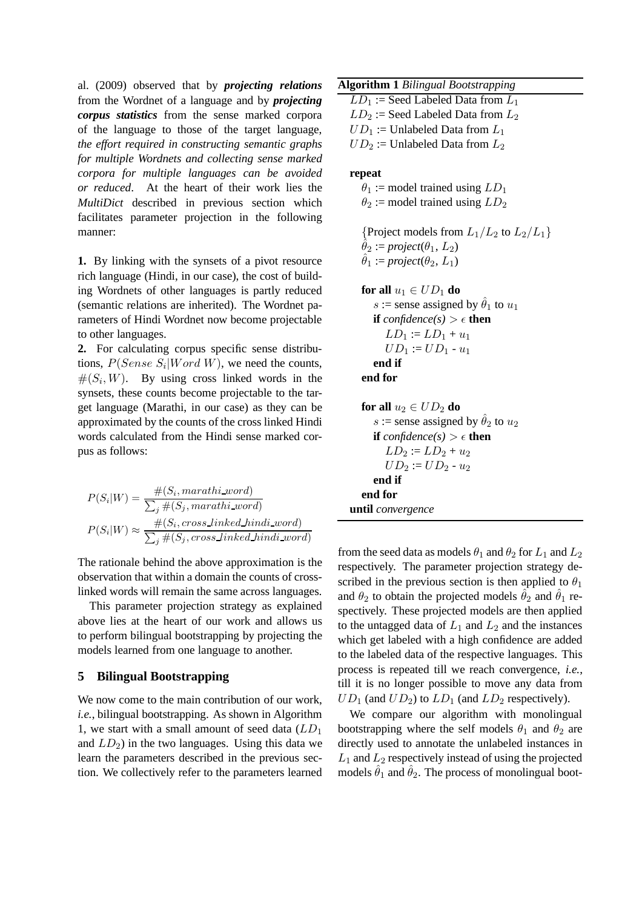al. (2009) observed that by ***projecting relations*** from the Wordnet of a language and by ***projecting corpus statistics*** from the sense marked corpora of the language to those of the target language, *the effort required in constructing semantic graphs for multiple Wordnets and collecting sense marked corpora for multiple languages can be avoided or reduced*. At the heart of their work lies the *MultiDict* described in previous section which facilitates parameter projection in the following manner:

**1.** By linking with the synsets of a pivot resource rich language (Hindi, in our case), the cost of building Wordnets of other languages is partly reduced (semantic relations are inherited). The Wordnet parameters of Hindi Wordnet now become projectable to other languages.

**2.** For calculating corpus specific sense distributions, $P(Sense\ S_i|Word\ W)$, we need the counts, $\#(S_i, W)$. By using cross linked words in the synsets, these counts become projectable to the target language (Marathi, in our case) as they can be approximated by the counts of the cross linked Hindi words calculated from the Hindi sense marked corpus as follows:

$$P(S_i|W) = \frac{\#(S_i, marathi\_word)}{\sum_j \#(S_j, marathi\_word)}$$

$$P(S_i|W) \approx \frac{\#(S_i, cross\_linked\_hindi\_word)}{\sum_j \#(S_j, cross\_linked\_hindi\_word)}$$

The rationale behind the above approximation is the observation that within a domain the counts of cross-linked words will remain the same across languages.

This parameter projection strategy as explained above lies at the heart of our work and allows us to perform bilingual bootstrapping by projecting the models learned from one language to another.

## 5 Bilingual Bootstrapping

We now come to the main contribution of our work, *i.e.*, bilingual bootstrapping. As shown in Algorithm 1, we start with a small amount of seed data ($LD_1$ and $LD_2$) in the two languages. Using this data we learn the parameters described in the previous section. We collectively refer to the parameters learned from the seed data as models $\theta_1$ and $\theta_2$ for $L_1$ and $L_2$ respectively. The parameter projection strategy described in the previous section is then applied to $\theta_1$ and $\theta_2$ to obtain the projected models $\hat{\theta}_2$ and $\hat{\theta}_1$ respectively. These projected models are then applied to the untagged data of $L_1$ and $L_2$ and the instances which get labeled with a high confidence are added to the labeled data of the respective languages. This process is repeated till we reach convergence, *i.e.*, till it is no longer possible to move any data from $UD_1$ (and $UD_2$) to $LD_1$ (and $LD_2$ respectively).

**Algorithm 1** *Bilingual Bootstrapping*

$LD_1$ := Seed Labeled Data from $L_1$
$LD_2$ := Seed Labeled Data from $L_2$
$UD_1$ := Unlabeled Data from $L_1$
$UD_2$ := Unlabeled Data from $L_2$

**repeat**
  $\theta_1$ := model trained using $LD_1$
  $\theta_2$ := model trained using $LD_2$

  {Project models from $L_1/L_2$ to $L_2/L_1$}
  $\hat{\theta}_2$ := *project*($\theta_1$, $L_2$)
  $\hat{\theta}_1$ := *project*($\theta_2$, $L_1$)

  **for all** $u_1 \in UD_1$ **do**
    $s$ := sense assigned by $\hat{\theta}_1$ to $u_1$
    **if** *confidence(s)* $> \epsilon$ **then**
      $LD_1$ := $LD_1$ + $u_1$
      $UD_1$ := $UD_1$ - $u_1$
    **end if**
  **end for**

  **for all** $u_2 \in UD_2$ **do**
    $s$ := sense assigned by $\hat{\theta}_2$ to $u_2$
    **if** *confidence(s)* $> \epsilon$ **then**
      $LD_2$ := $LD_2$ + $u_2$
      $UD_2$ := $UD_2$ - $u_2$
    **end if**
  **end for**
**until** *convergence*

We compare our algorithm with monolingual bootstrapping where the self models $\theta_1$ and $\theta_2$ are directly used to annotate the unlabeled instances in $L_1$ and $L_2$ respectively instead of using the projected models $\hat{\theta}_1$ and $\hat{\theta}_2$. The process of monolingual boot-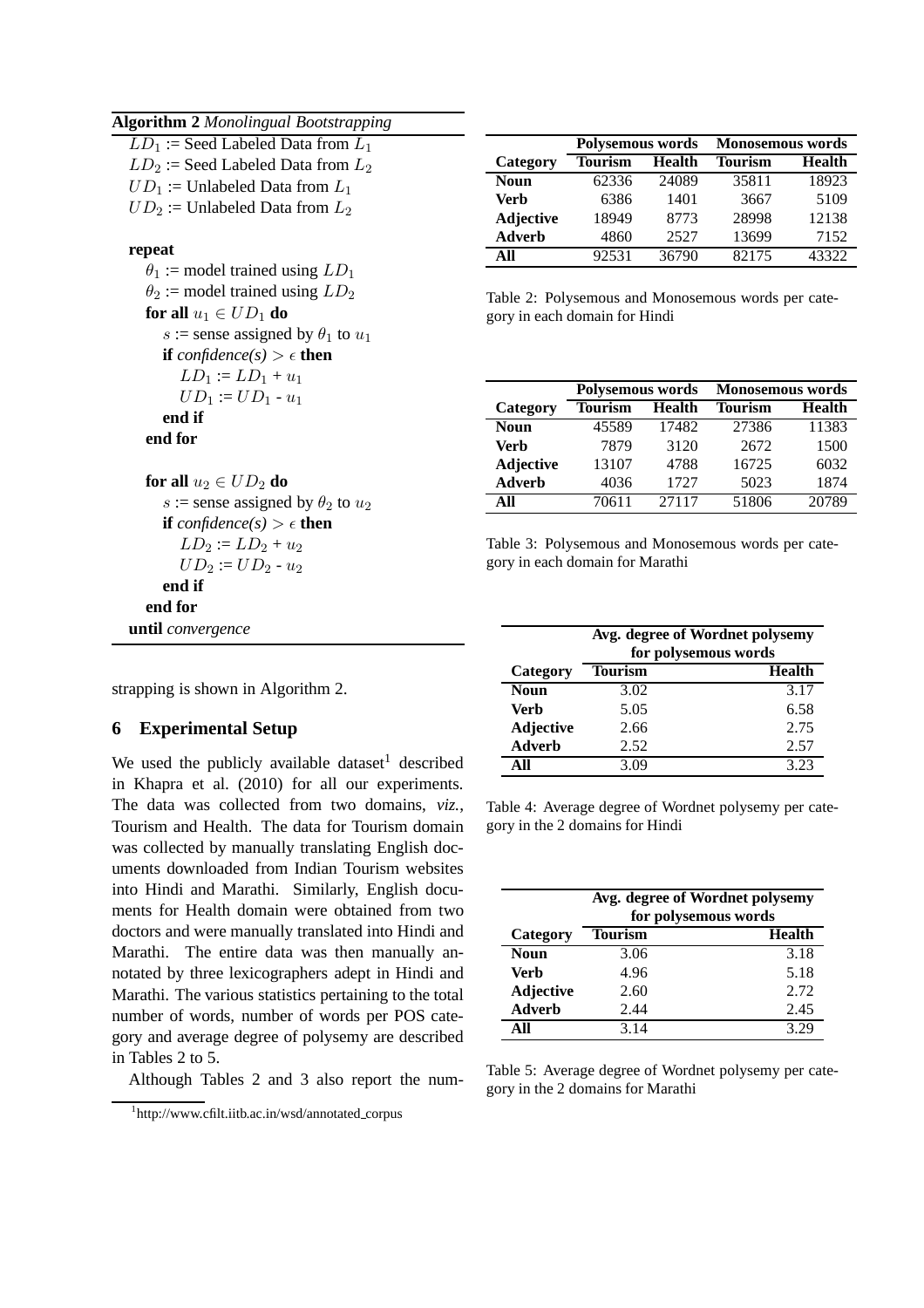**Algorithm 2** *Monolingual Bootstrapping*

```
LD_1 := Seed Labeled Data from L_1
LD_2 := Seed Labeled Data from L_2
UD_1 := Unlabeled Data from L_1
UD_2 := Unlabeled Data from L_2

repeat
  θ_1 := model trained using LD_1
  θ_2 := model trained using LD_2
  for all u_1 ∈ UD_1 do
    s := sense assigned by θ_1 to u_1
    if confidence(s) > ε then
      LD_1 := LD_1 + u_1
      UD_1 := UD_1 - u_1
    end if
  end for

  for all u_2 ∈ UD_2 do
    s := sense assigned by θ_2 to u_2
    if confidence(s) > ε then
      LD_2 := LD_2 + u_2
      UD_2 := UD_2 - u_2
    end if
  end for
until convergence
```

strapping is shown in Algorithm 2.

## 6 Experimental Setup

We used the publicly available dataset[1] described in Khapra et al. (2010) for all our experiments. The data was collected from two domains, *viz.*, Tourism and Health. The data for Tourism domain was collected by manually translating English documents downloaded from Indian Tourism websites into Hindi and Marathi. Similarly, English documents for Health domain were obtained from two doctors and were manually translated into Hindi and Marathi. The entire data was then manually annotated by three lexicographers adept in Hindi and Marathi. The various statistics pertaining to the total number of words, number of words per POS category and average degree of polysemy are described in Tables 2 to 5.

Although Tables 2 and 3 also report the num-

[1] http://www.cfilt.iitb.ac.in/wsd/annotated_corpus

| | **Polysemous words** | | **Monosemous words** | |
|---|---|---|---|---|
| **Category** | **Tourism** | **Health** | **Tourism** | **Health** |
| **Noun** | 62336 | 24089 | 35811 | 18923 |
| **Verb** | 6386 | 1401 | 3667 | 5109 |
| **Adjective** | 18949 | 8773 | 28998 | 12138 |
| **Adverb** | 4860 | 2527 | 13699 | 7152 |
| **All** | 92531 | 36790 | 82175 | 43322 |

Table 2: Polysemous and Monosemous words per category in each domain for Hindi

| | **Polysemous words** | | **Monosemous words** | |
|---|---|---|---|---|
| **Category** | **Tourism** | **Health** | **Tourism** | **Health** |
| **Noun** | 45589 | 17482 | 27386 | 11383 |
| **Verb** | 7879 | 3120 | 2672 | 1500 |
| **Adjective** | 13107 | 4788 | 16725 | 6032 |
| **Adverb** | 4036 | 1727 | 5023 | 1874 |
| **All** | 70611 | 27117 | 51806 | 20789 |

Table 3: Polysemous and Monosemous words per category in each domain for Marathi

| | **Avg. degree of Wordnet polysemy for polysemous words** | |
|---|---|---|
| **Category** | **Tourism** | **Health** |
| **Noun** | 3.02 | 3.17 |
| **Verb** | 5.05 | 6.58 |
| **Adjective** | 2.66 | 2.75 |
| **Adverb** | 2.52 | 2.57 |
| **All** | 3.09 | 3.23 |

Table 4: Average degree of Wordnet polysemy per category in the 2 domains for Hindi

| | **Avg. degree of Wordnet polysemy for polysemous words** | |
|---|---|---|
| **Category** | **Tourism** | **Health** |
| **Noun** | 3.06 | 3.18 |
| **Verb** | 4.96 | 5.18 |
| **Adjective** | 2.60 | 2.72 |
| **Adverb** | 2.44 | 2.45 |
| **All** | 3.14 | 3.29 |

Table 5: Average degree of Wordnet polysemy per category in the 2 domains for Marathi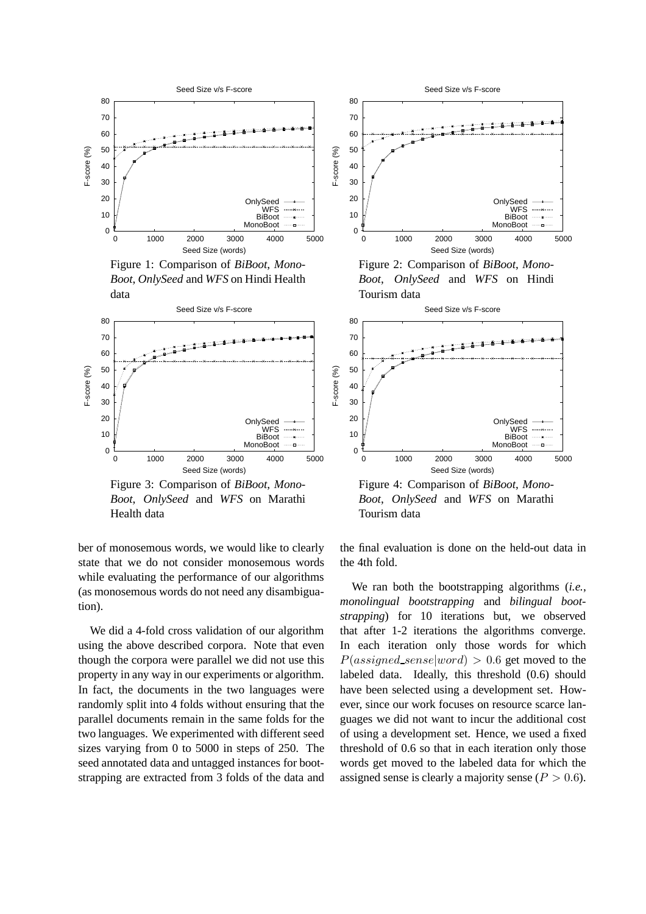Figure 1: Comparison of *BiBoot*, *MonoBoot*, *OnlySeed* and *WFS* on Hindi Health data

Figure 2: Comparison of *BiBoot*, *MonoBoot*, *OnlySeed* and *WFS* on Hindi Tourism data

Figure 3: Comparison of *BiBoot*, *MonoBoot*, *OnlySeed* and *WFS* on Marathi Health data

Figure 4: Comparison of *BiBoot*, *MonoBoot*, *OnlySeed* and *WFS* on Marathi Tourism data

ber of monosemous words, we would like to clearly state that we do not consider monosemous words while evaluating the performance of our algorithms (as monosemous words do not need any disambiguation).

We did a 4-fold cross validation of our algorithm using the above described corpora. Note that even though the corpora were parallel we did not use this property in any way in our experiments or algorithm. In fact, the documents in the two languages were randomly split into 4 folds without ensuring that the parallel documents remain in the same folds for the two languages. We experimented with different seed sizes varying from 0 to 5000 in steps of 250. The seed annotated data and untagged instances for bootstrapping are extracted from 3 folds of the data and the final evaluation is done on the held-out data in the 4th fold.

We ran both the bootstrapping algorithms (*i.e.*, *monolingual bootstrapping* and *bilingual bootstrapping*) for 10 iterations but, we observed that after 1-2 iterations the algorithms converge. In each iteration only those words for which $P(assigned\_sense|word) > 0.6$ get moved to the labeled data. Ideally, this threshold (0.6) should have been selected using a development set. However, since our work focuses on resource scarce languages we did not want to incur the additional cost of using a development set. Hence, we used a fixed threshold of 0.6 so that in each iteration only those words get moved to the labeled data for which the assigned sense is clearly a majority sense ($P > 0.6$).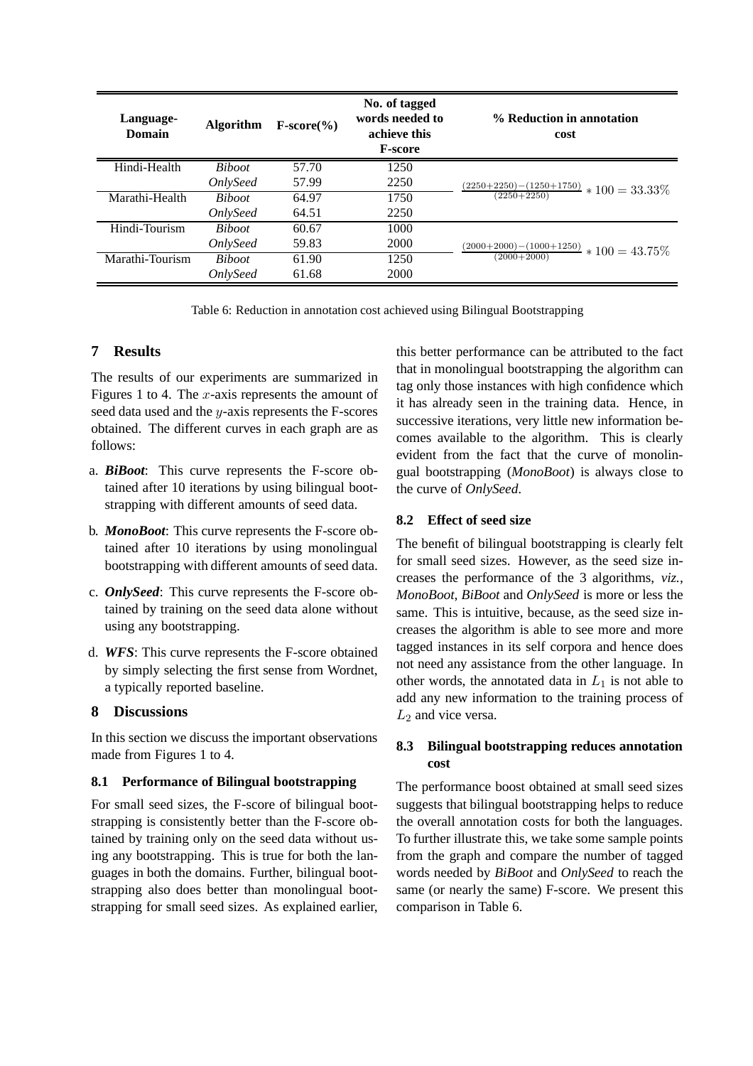| Language-Domain | Algorithm | F-score(%) | No. of tagged words needed to achieve this F-score | % Reduction in annotation cost |
|---|---|---|---|---|
| Hindi-Health | *Biboot* | 57.70 | 1250 | $\frac{(2250+2250)-(1250+1750)}{(2250+2250)} * 100 = 33.33\%$ |
| | *OnlySeed* | 57.99 | 2250 | |
| Marathi-Health | *Biboot* | 64.97 | 1750 | |
| | *OnlySeed* | 64.51 | 2250 | |
| Hindi-Tourism | *Biboot* | 60.67 | 1000 | $\frac{(2000+2000)-(1000+1250)}{(2000+2000)} * 100 = 43.75\%$ |
| | *OnlySeed* | 59.83 | 2000 | |
| Marathi-Tourism | *Biboot* | 61.90 | 1250 | |
| | *OnlySeed* | 61.68 | 2000 | |

Table 6: Reduction in annotation cost achieved using Bilingual Bootstrapping

## 7 Results

The results of our experiments are summarized in Figures 1 to 4. The $x$-axis represents the amount of seed data used and the $y$-axis represents the F-scores obtained. The different curves in each graph are as follows:

a. ***BiBoot***: This curve represents the F-score obtained after 10 iterations by using bilingual bootstrapping with different amounts of seed data.

b. ***MonoBoot***: This curve represents the F-score obtained after 10 iterations by using monolingual bootstrapping with different amounts of seed data.

c. ***OnlySeed***: This curve represents the F-score obtained by training on the seed data alone without using any bootstrapping.

d. ***WFS***: This curve represents the F-score obtained by simply selecting the first sense from Wordnet, a typically reported baseline.

## 8 Discussions

In this section we discuss the important observations made from Figures 1 to 4.

### 8.1 Performance of Bilingual bootstrapping

For small seed sizes, the F-score of bilingual bootstrapping is consistently better than the F-score obtained by training only on the seed data without using any bootstrapping. This is true for both the languages in both the domains. Further, bilingual bootstrapping also does better than monolingual bootstrapping for small seed sizes. As explained earlier, this better performance can be attributed to the fact that in monolingual bootstrapping the algorithm can tag only those instances with high confidence which it has already seen in the training data. Hence, in successive iterations, very little new information becomes available to the algorithm. This is clearly evident from the fact that the curve of monolingual bootstrapping (*MonoBoot*) is always close to the curve of *OnlySeed*.

### 8.2 Effect of seed size

The benefit of bilingual bootstrapping is clearly felt for small seed sizes. However, as the seed size increases the performance of the 3 algorithms, *viz.*, *MonoBoot*, *BiBoot* and *OnlySeed* is more or less the same. This is intuitive, because, as the seed size increases the algorithm is able to see more and more tagged instances in its self corpora and hence does not need any assistance from the other language. In other words, the annotated data in $L_1$ is not able to add any new information to the training process of $L_2$ and vice versa.

### 8.3 Bilingual bootstrapping reduces annotation cost

The performance boost obtained at small seed sizes suggests that bilingual bootstrapping helps to reduce the overall annotation costs for both the languages. To further illustrate this, we take some sample points from the graph and compare the number of tagged words needed by *BiBoot* and *OnlySeed* to reach the same (or nearly the same) F-score. We present this comparison in Table 6.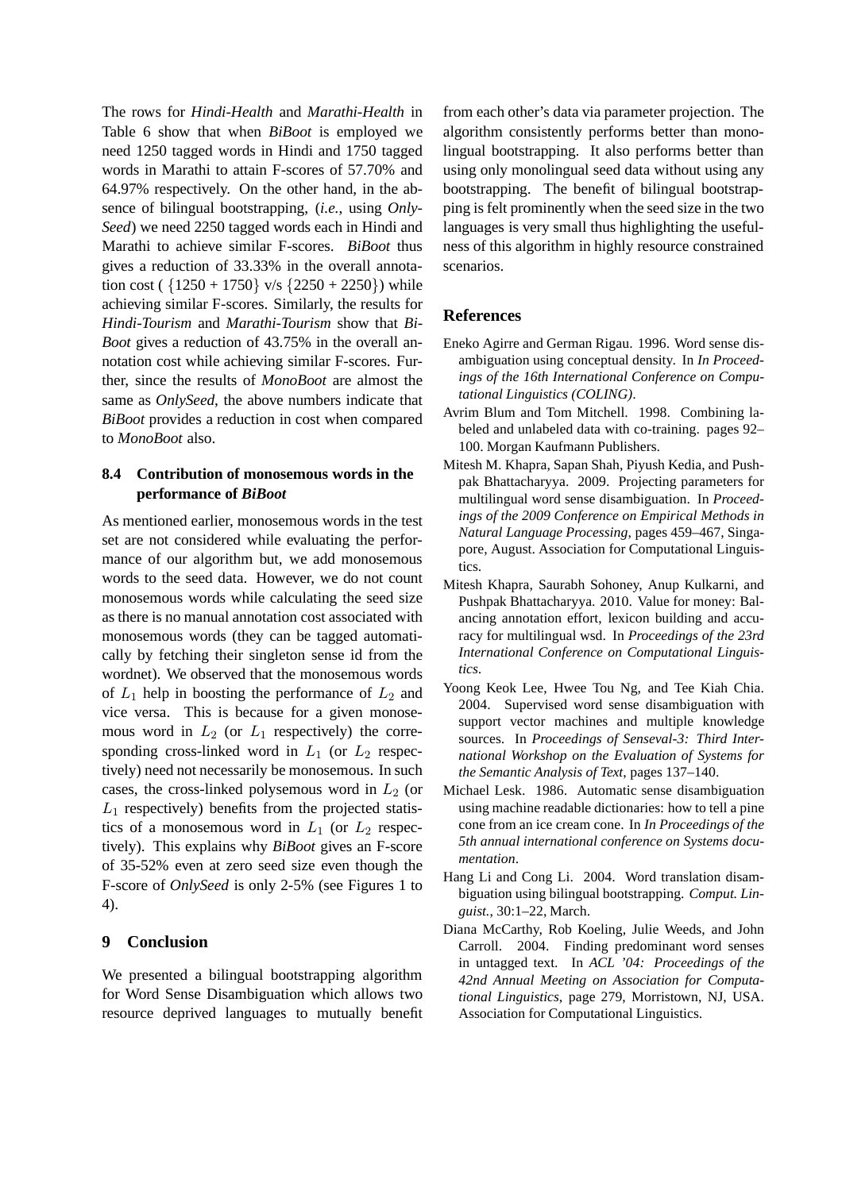The rows for *Hindi-Health* and *Marathi-Health* in Table 6 show that when *BiBoot* is employed we need 1250 tagged words in Hindi and 1750 tagged words in Marathi to attain F-scores of 57.70% and 64.97% respectively. On the other hand, in the absence of bilingual bootstrapping, (*i.e.*, using *OnlySeed*) we need 2250 tagged words each in Hindi and Marathi to achieve similar F-scores. *BiBoot* thus gives a reduction of 33.33% in the overall annotation cost ( $\{1250 + 1750\}$ v/s $\{2250 + 2250\}$) while achieving similar F-scores. Similarly, the results for *Hindi-Tourism* and *Marathi-Tourism* show that *BiBoot* gives a reduction of 43.75% in the overall annotation cost while achieving similar F-scores. Further, since the results of *MonoBoot* are almost the same as *OnlySeed*, the above numbers indicate that *BiBoot* provides a reduction in cost when compared to *MonoBoot* also.

### 8.4 Contribution of monosemous words in the performance of *BiBoot*

As mentioned earlier, monosemous words in the test set are not considered while evaluating the performance of our algorithm but, we add monosemous words to the seed data. However, we do not count monosemous words while calculating the seed size as there is no manual annotation cost associated with monosemous words (they can be tagged automatically by fetching their singleton sense id from the wordnet). We observed that the monosemous words of $L_1$ help in boosting the performance of $L_2$ and vice versa. This is because for a given monosemous word in $L_2$ (or $L_1$ respectively) the corresponding cross-linked word in $L_1$ (or $L_2$ respectively) need not necessarily be monosemous. In such cases, the cross-linked polysemous word in $L_2$ (or $L_1$ respectively) benefits from the projected statistics of a monosemous word in $L_1$ (or $L_2$ respectively). This explains why *BiBoot* gives an F-score of 35-52% even at zero seed size even though the F-score of *OnlySeed* is only 2-5% (see Figures 1 to 4).

## 9 Conclusion

We presented a bilingual bootstrapping algorithm for Word Sense Disambiguation which allows two resource deprived languages to mutually benefit from each other's data via parameter projection. The algorithm consistently performs better than monolingual bootstrapping. It also performs better than using only monolingual seed data without using any bootstrapping. The benefit of bilingual bootstrapping is felt prominently when the seed size in the two languages is very small thus highlighting the usefulness of this algorithm in highly resource constrained scenarios.

## References

Eneko Agirre and German Rigau. 1996. Word sense disambiguation using conceptual density. In *In Proceedings of the 16th International Conference on Computational Linguistics (COLING)*.

Avrim Blum and Tom Mitchell. 1998. Combining labeled and unlabeled data with co-training. pages 92–100. Morgan Kaufmann Publishers.

Mitesh M. Khapra, Sapan Shah, Piyush Kedia, and Pushpak Bhattacharyya. 2009. Projecting parameters for multilingual word sense disambiguation. In *Proceedings of the 2009 Conference on Empirical Methods in Natural Language Processing*, pages 459–467, Singapore, August. Association for Computational Linguistics.

Mitesh Khapra, Saurabh Sohoney, Anup Kulkarni, and Pushpak Bhattacharyya. 2010. Value for money: Balancing annotation effort, lexicon building and accuracy for multilingual wsd. In *Proceedings of the 23rd International Conference on Computational Linguistics*.

Yoong Keok Lee, Hwee Tou Ng, and Tee Kiah Chia. 2004. Supervised word sense disambiguation with support vector machines and multiple knowledge sources. In *Proceedings of Senseval-3: Third International Workshop on the Evaluation of Systems for the Semantic Analysis of Text*, pages 137–140.

Michael Lesk. 1986. Automatic sense disambiguation using machine readable dictionaries: how to tell a pine cone from an ice cream cone. In *In Proceedings of the 5th annual international conference on Systems documentation*.

Hang Li and Cong Li. 2004. Word translation disambiguation using bilingual bootstrapping. *Comput. Linguist.*, 30:1–22, March.

Diana McCarthy, Rob Koeling, Julie Weeds, and John Carroll. 2004. Finding predominant word senses in untagged text. In *ACL '04: Proceedings of the 42nd Annual Meeting on Association for Computational Linguistics*, page 279, Morristown, NJ, USA. Association for Computational Linguistics.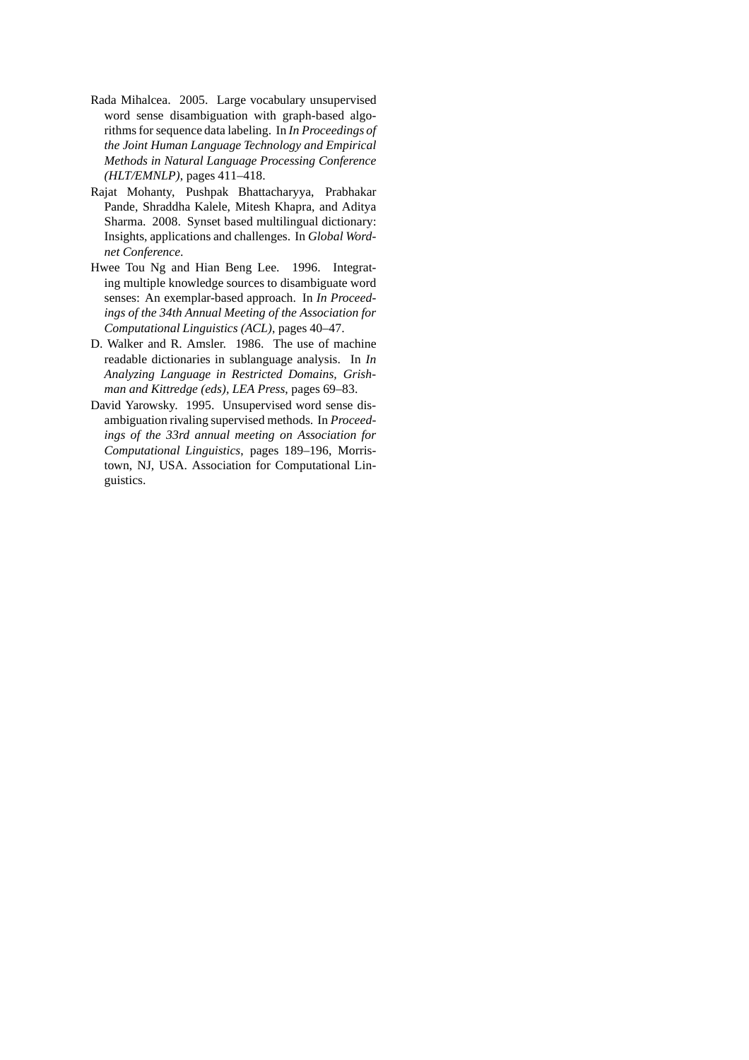Rada Mihalcea. 2005. Large vocabulary unsupervised word sense disambiguation with graph-based algorithms for sequence data labeling. In *In Proceedings of the Joint Human Language Technology and Empirical Methods in Natural Language Processing Conference (HLT/EMNLP)*, pages 411–418.

Rajat Mohanty, Pushpak Bhattacharyya, Prabhakar Pande, Shraddha Kalele, Mitesh Khapra, and Aditya Sharma. 2008. Synset based multilingual dictionary: Insights, applications and challenges. In *Global Wordnet Conference*.

Hwee Tou Ng and Hian Beng Lee. 1996. Integrating multiple knowledge sources to disambiguate word senses: An exemplar-based approach. In *In Proceedings of the 34th Annual Meeting of the Association for Computational Linguistics (ACL)*, pages 40–47.

D. Walker and R. Amsler. 1986. The use of machine readable dictionaries in sublanguage analysis. In *In Analyzing Language in Restricted Domains, Grishman and Kittredge (eds), LEA Press*, pages 69–83.

David Yarowsky. 1995. Unsupervised word sense disambiguation rivaling supervised methods. In *Proceedings of the 33rd annual meeting on Association for Computational Linguistics*, pages 189–196, Morristown, NJ, USA. Association for Computational Linguistics.